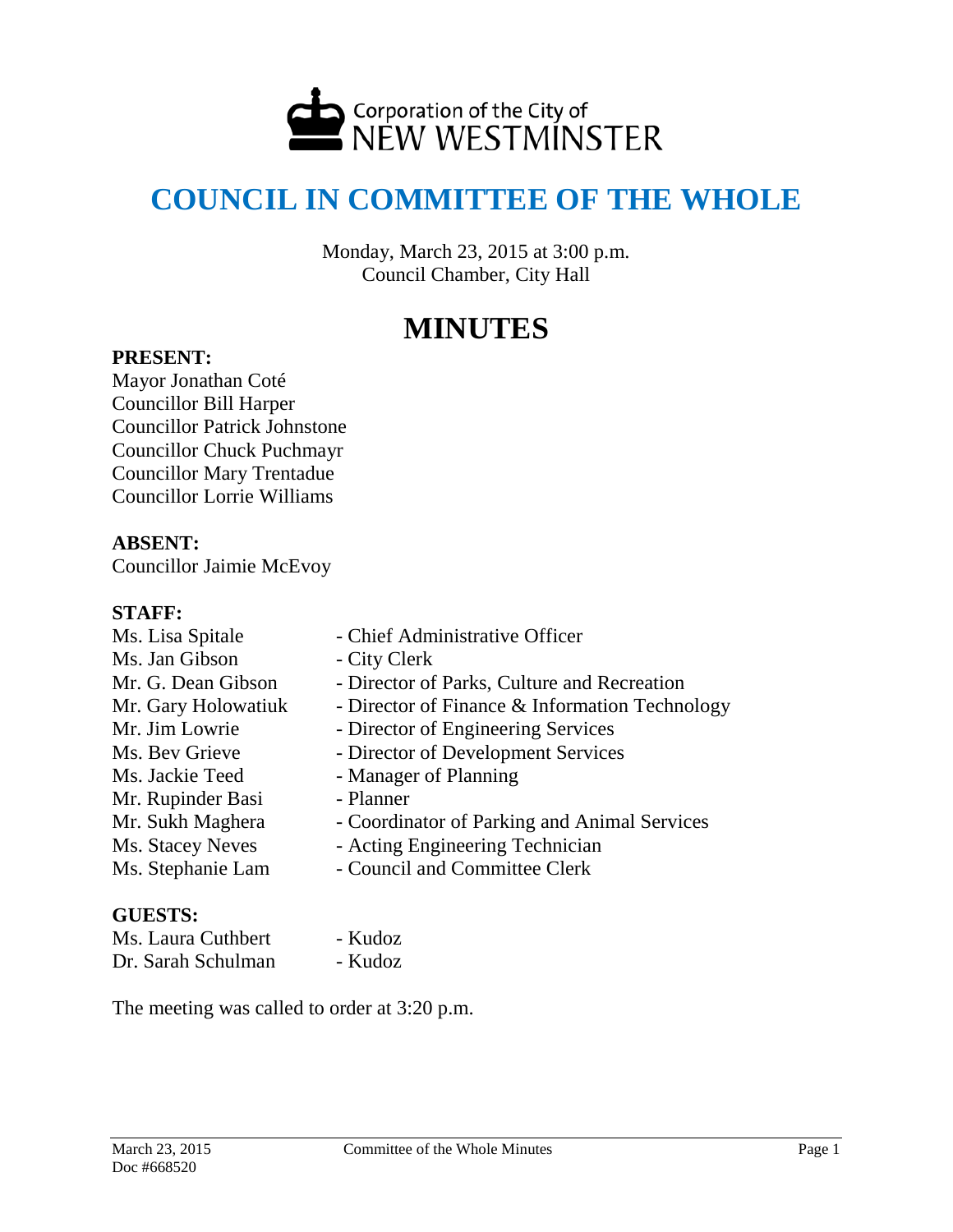Corporation of the City of
NEW WESTMINSTER

# COUNCIL IN COMMITTEE OF THE WHOLE

Monday, March 23, 2015 at 3:00 p.m.
Council Chamber, City Hall

# MINUTES

**PRESENT:**

Mayor Jonathan Coté
Councillor Bill Harper
Councillor Patrick Johnstone
Councillor Chuck Puchmayr
Councillor Mary Trentadue
Councillor Lorrie Williams

**ABSENT:**

Councillor Jaimie McEvoy

**STAFF:**

| | |
|---|---|
| Ms. Lisa Spitale | - Chief Administrative Officer |
| Ms. Jan Gibson | - City Clerk |
| Mr. G. Dean Gibson | - Director of Parks, Culture and Recreation |
| Mr. Gary Holowatiuk | - Director of Finance & Information Technology |
| Mr. Jim Lowrie | - Director of Engineering Services |
| Ms. Bev Grieve | - Director of Development Services |
| Ms. Jackie Teed | - Manager of Planning |
| Mr. Rupinder Basi | - Planner |
| Mr. Sukh Maghera | - Coordinator of Parking and Animal Services |
| Ms. Stacey Neves | - Acting Engineering Technician |
| Ms. Stephanie Lam | - Council and Committee Clerk |

**GUESTS:**

| | |
|---|---|
| Ms. Laura Cuthbert | - Kudoz |
| Dr. Sarah Schulman | - Kudoz |

The meeting was called to order at 3:20 p.m.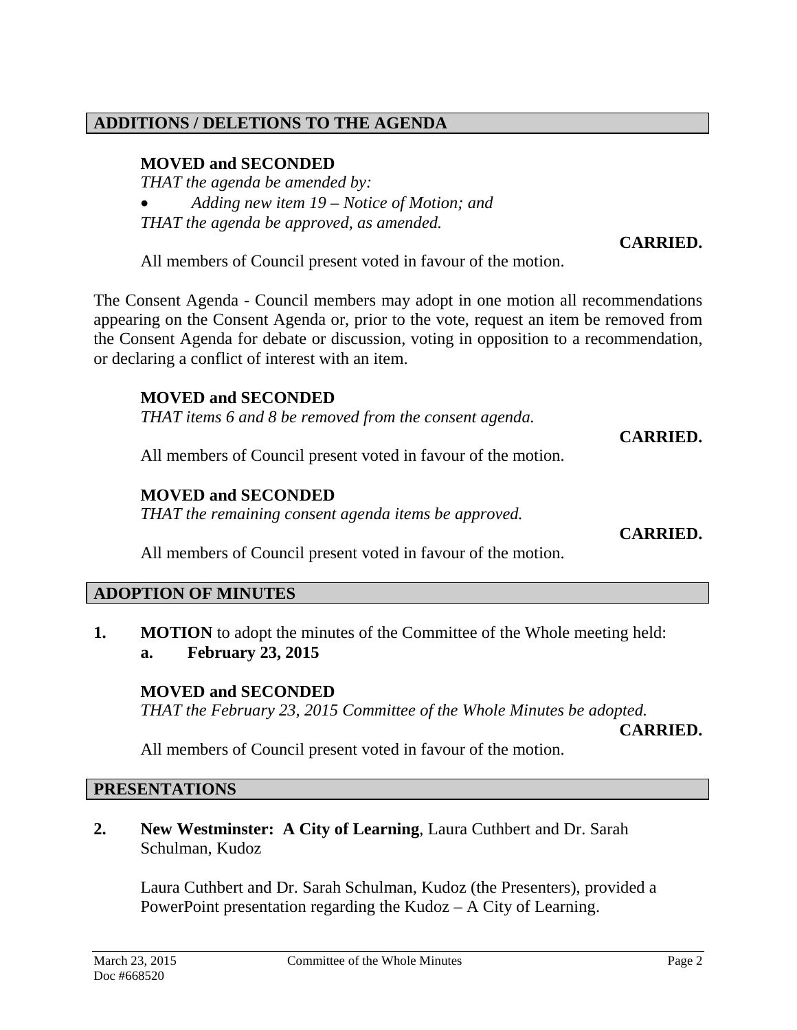## ADDITIONS / DELETIONS TO THE AGENDA

**MOVED and SECONDED**

*THAT the agenda be amended by:*

- *Adding new item 19 – Notice of Motion; and*

*THAT the agenda be approved, as amended.*

**CARRIED.**

All members of Council present voted in favour of the motion.

The Consent Agenda - Council members may adopt in one motion all recommendations appearing on the Consent Agenda or, prior to the vote, request an item be removed from the Consent Agenda for debate or discussion, voting in opposition to a recommendation, or declaring a conflict of interest with an item.

**MOVED and SECONDED**

*THAT items 6 and 8 be removed from the consent agenda.*

**CARRIED.**

All members of Council present voted in favour of the motion.

**MOVED and SECONDED**

*THAT the remaining consent agenda items be approved.*

**CARRIED.**

All members of Council present voted in favour of the motion.

## ADOPTION OF MINUTES

**1. MOTION** to adopt the minutes of the Committee of the Whole meeting held:

**a. February 23, 2015**

**MOVED and SECONDED**

*THAT the February 23, 2015 Committee of the Whole Minutes be adopted.*

**CARRIED.**

All members of Council present voted in favour of the motion.

## PRESENTATIONS

**2. New Westminster: A City of Learning**, Laura Cuthbert and Dr. Sarah Schulman, Kudoz

Laura Cuthbert and Dr. Sarah Schulman, Kudoz (the Presenters), provided a PowerPoint presentation regarding the Kudoz – A City of Learning.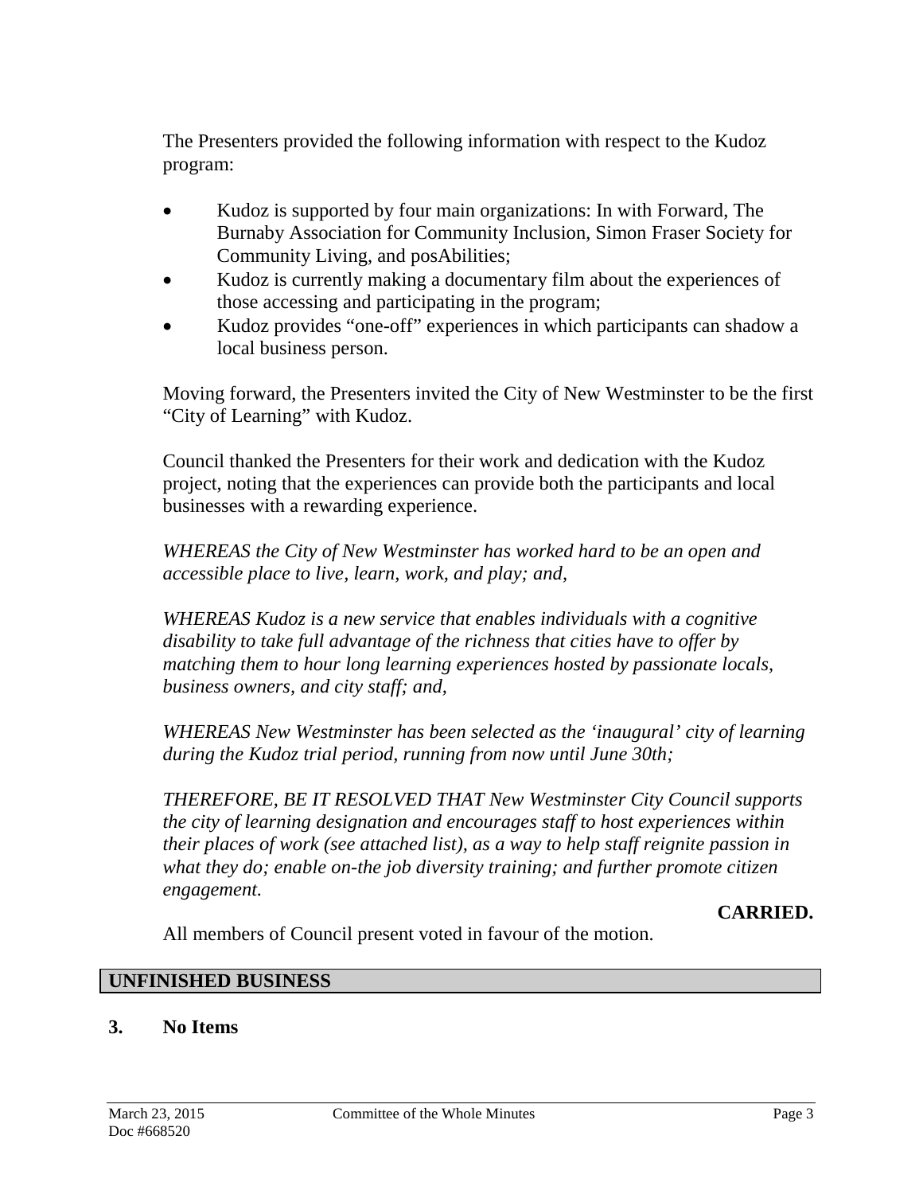The Presenters provided the following information with respect to the Kudoz program:

- Kudoz is supported by four main organizations: In with Forward, The Burnaby Association for Community Inclusion, Simon Fraser Society for Community Living, and posAbilities;
- Kudoz is currently making a documentary film about the experiences of those accessing and participating in the program;
- Kudoz provides "one-off" experiences in which participants can shadow a local business person.

Moving forward, the Presenters invited the City of New Westminster to be the first "City of Learning" with Kudoz.

Council thanked the Presenters for their work and dedication with the Kudoz project, noting that the experiences can provide both the participants and local businesses with a rewarding experience.

*WHEREAS the City of New Westminster has worked hard to be an open and accessible place to live, learn, work, and play; and,*

*WHEREAS Kudoz is a new service that enables individuals with a cognitive disability to take full advantage of the richness that cities have to offer by matching them to hour long learning experiences hosted by passionate locals, business owners, and city staff; and,*

*WHEREAS New Westminster has been selected as the 'inaugural' city of learning during the Kudoz trial period, running from now until June 30th;*

*THEREFORE, BE IT RESOLVED THAT New Westminster City Council supports the city of learning designation and encourages staff to host experiences within their places of work (see attached list), as a way to help staff reignite passion in what they do; enable on-the job diversity training; and further promote citizen engagement.*

**CARRIED.**

All members of Council present voted in favour of the motion.

## UNFINISHED BUSINESS

**3. No Items**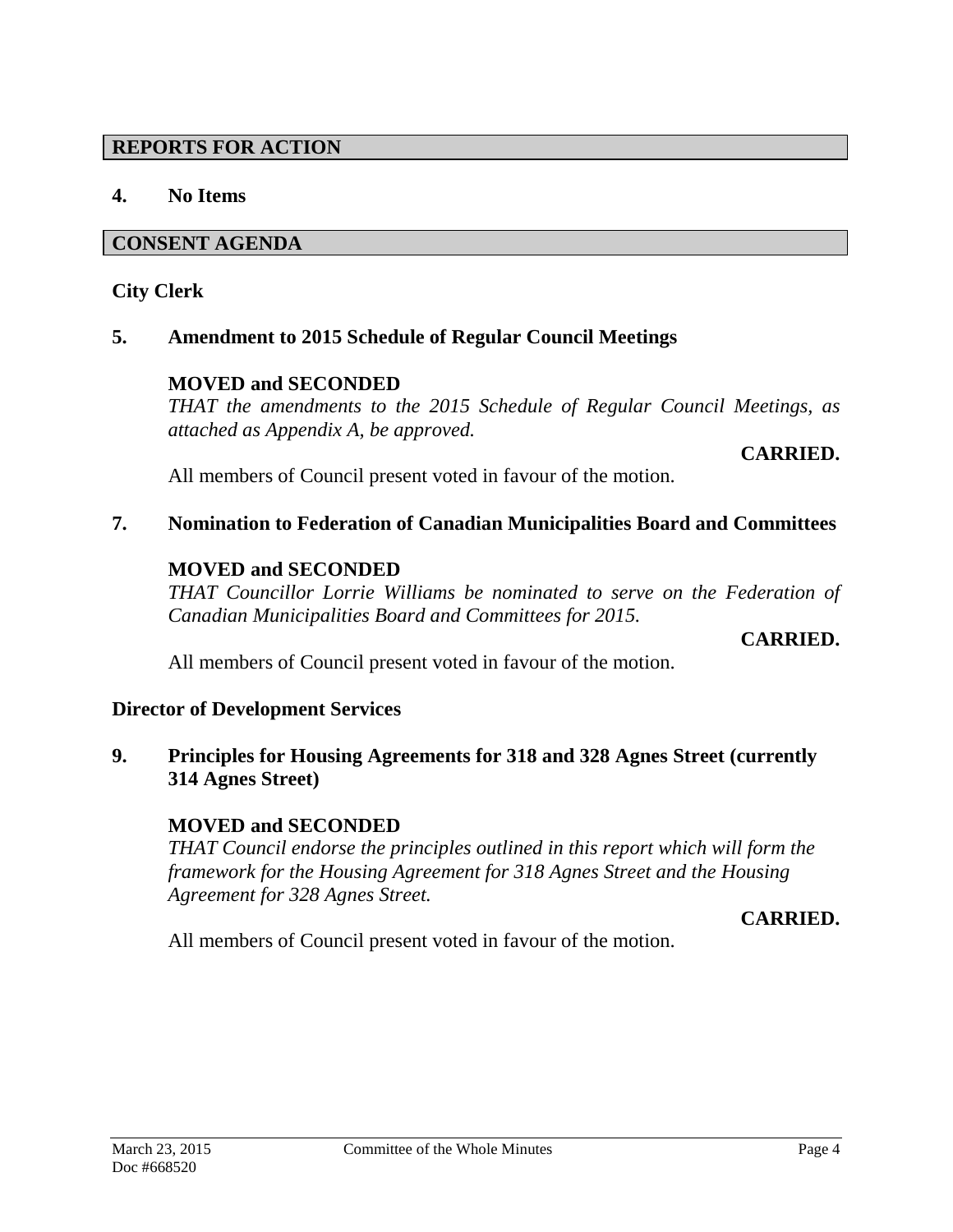## REPORTS FOR ACTION

**4. No Items**

## CONSENT AGENDA

### City Clerk

**5. Amendment to 2015 Schedule of Regular Council Meetings**

**MOVED and SECONDED**
*THAT the amendments to the 2015 Schedule of Regular Council Meetings, as attached as Appendix A, be approved.*

**CARRIED.**

All members of Council present voted in favour of the motion.

**7. Nomination to Federation of Canadian Municipalities Board and Committees**

**MOVED and SECONDED**
*THAT Councillor Lorrie Williams be nominated to serve on the Federation of Canadian Municipalities Board and Committees for 2015.*

**CARRIED.**

All members of Council present voted in favour of the motion.

### Director of Development Services

**9. Principles for Housing Agreements for 318 and 328 Agnes Street (currently 314 Agnes Street)**

**MOVED and SECONDED**
*THAT Council endorse the principles outlined in this report which will form the framework for the Housing Agreement for 318 Agnes Street and the Housing Agreement for 328 Agnes Street.*

**CARRIED.**

All members of Council present voted in favour of the motion.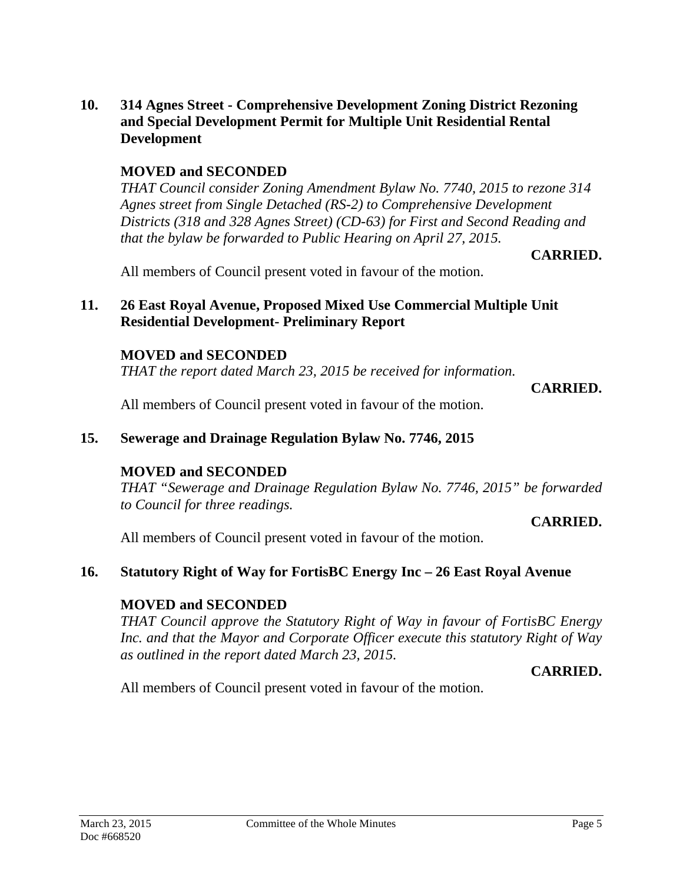## 10. 314 Agnes Street - Comprehensive Development Zoning District Rezoning and Special Development Permit for Multiple Unit Residential Rental Development

**MOVED and SECONDED**

*THAT Council consider Zoning Amendment Bylaw No. 7740, 2015 to rezone 314 Agnes street from Single Detached (RS-2) to Comprehensive Development Districts (318 and 328 Agnes Street) (CD-63) for First and Second Reading and that the bylaw be forwarded to Public Hearing on April 27, 2015.*

**CARRIED.**

All members of Council present voted in favour of the motion.

## 11. 26 East Royal Avenue, Proposed Mixed Use Commercial Multiple Unit Residential Development- Preliminary Report

**MOVED and SECONDED**

*THAT the report dated March 23, 2015 be received for information.*

**CARRIED.**

All members of Council present voted in favour of the motion.

## 15. Sewerage and Drainage Regulation Bylaw No. 7746, 2015

**MOVED and SECONDED**

*THAT "Sewerage and Drainage Regulation Bylaw No. 7746, 2015" be forwarded to Council for three readings.*

**CARRIED.**

All members of Council present voted in favour of the motion.

## 16. Statutory Right of Way for FortisBC Energy Inc – 26 East Royal Avenue

**MOVED and SECONDED**

*THAT Council approve the Statutory Right of Way in favour of FortisBC Energy Inc. and that the Mayor and Corporate Officer execute this statutory Right of Way as outlined in the report dated March 23, 2015.*

**CARRIED.**

All members of Council present voted in favour of the motion.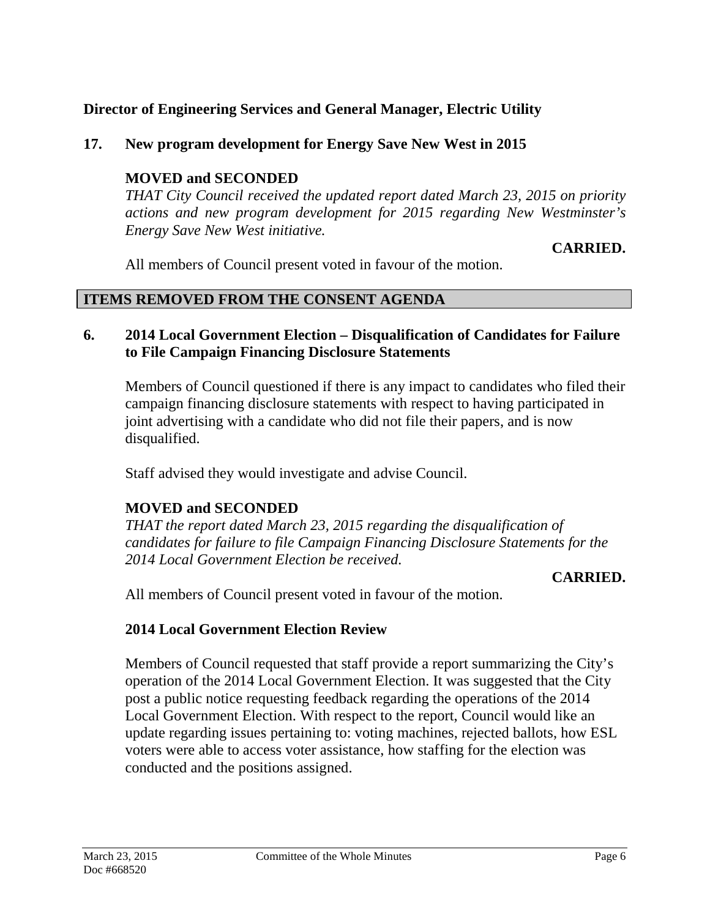**Director of Engineering Services and General Manager, Electric Utility**

**17. New program development for Energy Save New West in 2015**

**MOVED and SECONDED**

*THAT City Council received the updated report dated March 23, 2015 on priority actions and new program development for 2015 regarding New Westminster's Energy Save New West initiative.*

**CARRIED.**

All members of Council present voted in favour of the motion.

## ITEMS REMOVED FROM THE CONSENT AGENDA

**6. 2014 Local Government Election – Disqualification of Candidates for Failure to File Campaign Financing Disclosure Statements**

Members of Council questioned if there is any impact to candidates who filed their campaign financing disclosure statements with respect to having participated in joint advertising with a candidate who did not file their papers, and is now disqualified.

Staff advised they would investigate and advise Council.

**MOVED and SECONDED**

*THAT the report dated March 23, 2015 regarding the disqualification of candidates for failure to file Campaign Financing Disclosure Statements for the 2014 Local Government Election be received.*

**CARRIED.**

All members of Council present voted in favour of the motion.

**2014 Local Government Election Review**

Members of Council requested that staff provide a report summarizing the City's operation of the 2014 Local Government Election. It was suggested that the City post a public notice requesting feedback regarding the operations of the 2014 Local Government Election. With respect to the report, Council would like an update regarding issues pertaining to: voting machines, rejected ballots, how ESL voters were able to access voter assistance, how staffing for the election was conducted and the positions assigned.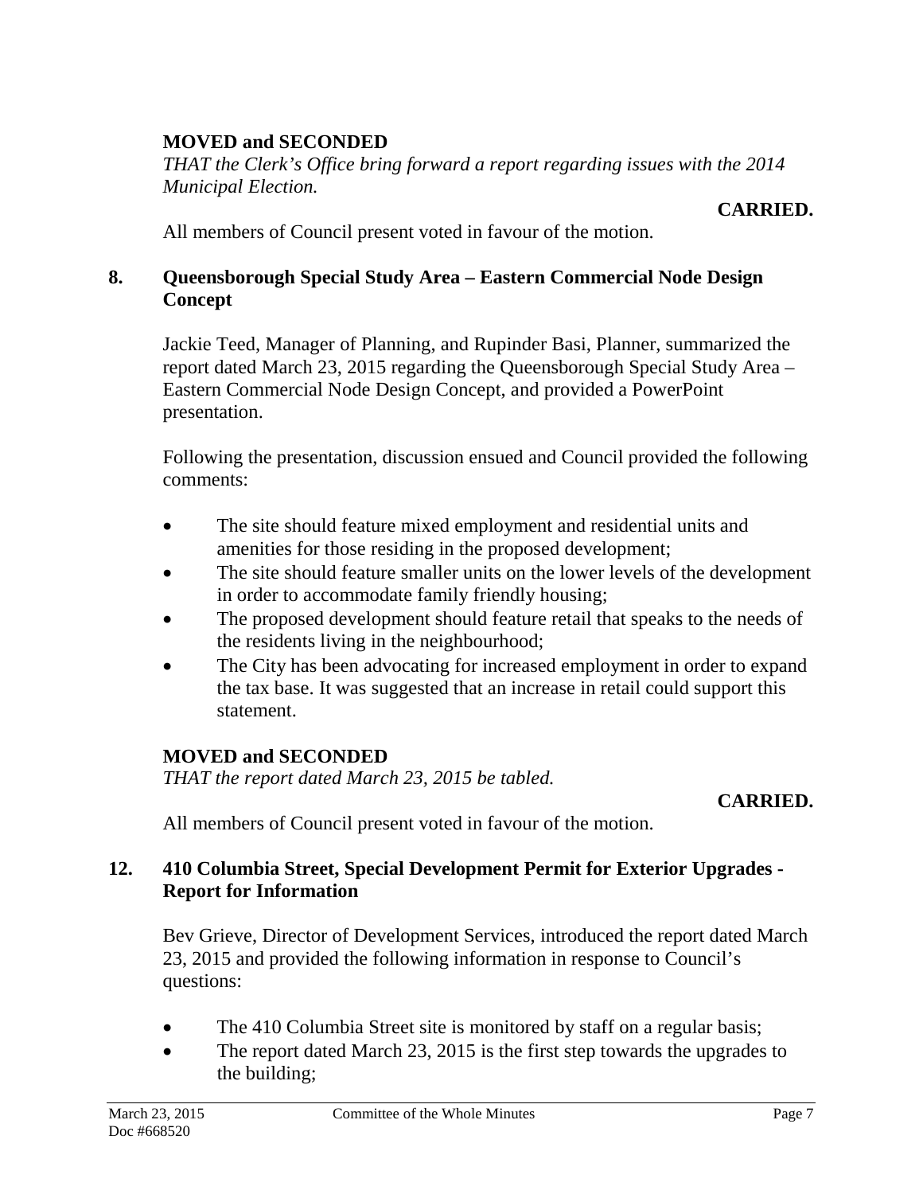**MOVED and SECONDED**

*THAT the Clerk's Office bring forward a report regarding issues with the 2014 Municipal Election.*

**CARRIED.**

All members of Council present voted in favour of the motion.

## 8. Queensborough Special Study Area – Eastern Commercial Node Design Concept

Jackie Teed, Manager of Planning, and Rupinder Basi, Planner, summarized the report dated March 23, 2015 regarding the Queensborough Special Study Area – Eastern Commercial Node Design Concept, and provided a PowerPoint presentation.

Following the presentation, discussion ensued and Council provided the following comments:

- The site should feature mixed employment and residential units and amenities for those residing in the proposed development;
- The site should feature smaller units on the lower levels of the development in order to accommodate family friendly housing;
- The proposed development should feature retail that speaks to the needs of the residents living in the neighbourhood;
- The City has been advocating for increased employment in order to expand the tax base. It was suggested that an increase in retail could support this statement.

**MOVED and SECONDED**

*THAT the report dated March 23, 2015 be tabled.*

**CARRIED.**

All members of Council present voted in favour of the motion.

## 12. 410 Columbia Street, Special Development Permit for Exterior Upgrades - Report for Information

Bev Grieve, Director of Development Services, introduced the report dated March 23, 2015 and provided the following information in response to Council's questions:

- The 410 Columbia Street site is monitored by staff on a regular basis;
- The report dated March 23, 2015 is the first step towards the upgrades to the building;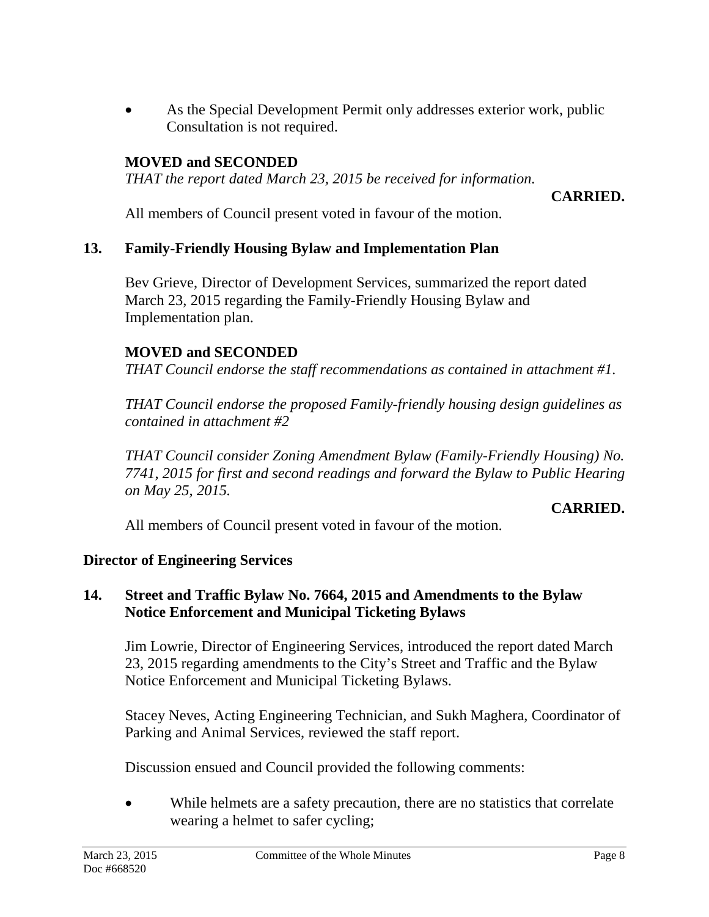- As the Special Development Permit only addresses exterior work, public Consultation is not required.

**MOVED and SECONDED**

*THAT the report dated March 23, 2015 be received for information.*

**CARRIED.**

All members of Council present voted in favour of the motion.

## 13. Family-Friendly Housing Bylaw and Implementation Plan

Bev Grieve, Director of Development Services, summarized the report dated March 23, 2015 regarding the Family-Friendly Housing Bylaw and Implementation plan.

**MOVED and SECONDED**

*THAT Council endorse the staff recommendations as contained in attachment #1.*

*THAT Council endorse the proposed Family-friendly housing design guidelines as contained in attachment #2*

*THAT Council consider Zoning Amendment Bylaw (Family-Friendly Housing) No. 7741, 2015 for first and second readings and forward the Bylaw to Public Hearing on May 25, 2015.*

**CARRIED.**

All members of Council present voted in favour of the motion.

## Director of Engineering Services

## 14. Street and Traffic Bylaw No. 7664, 2015 and Amendments to the Bylaw Notice Enforcement and Municipal Ticketing Bylaws

Jim Lowrie, Director of Engineering Services, introduced the report dated March 23, 2015 regarding amendments to the City's Street and Traffic and the Bylaw Notice Enforcement and Municipal Ticketing Bylaws.

Stacey Neves, Acting Engineering Technician, and Sukh Maghera, Coordinator of Parking and Animal Services, reviewed the staff report.

Discussion ensued and Council provided the following comments:

- While helmets are a safety precaution, there are no statistics that correlate wearing a helmet to safer cycling;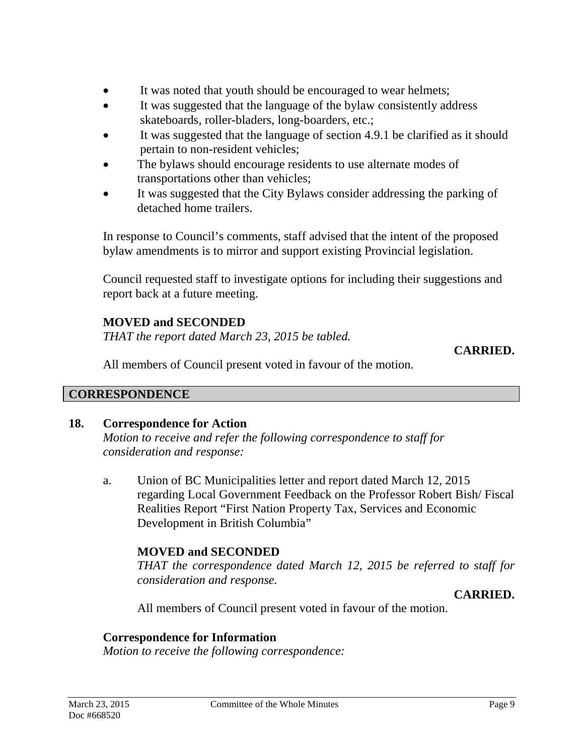- It was noted that youth should be encouraged to wear helmets;
- It was suggested that the language of the bylaw consistently address skateboards, roller-bladers, long-boarders, etc.;
- It was suggested that the language of section 4.9.1 be clarified as it should pertain to non-resident vehicles;
- The bylaws should encourage residents to use alternate modes of transportations other than vehicles;
- It was suggested that the City Bylaws consider addressing the parking of detached home trailers.

In response to Council's comments, staff advised that the intent of the proposed bylaw amendments is to mirror and support existing Provincial legislation.

Council requested staff to investigate options for including their suggestions and report back at a future meeting.

**MOVED and SECONDED**

*THAT the report dated March 23, 2015 be tabled.*

**CARRIED.**

All members of Council present voted in favour of the motion.

## CORRESPONDENCE

**18. Correspondence for Action**

*Motion to receive and refer the following correspondence to staff for consideration and response:*

a. Union of BC Municipalities letter and report dated March 12, 2015 regarding Local Government Feedback on the Professor Robert Bish/ Fiscal Realities Report "First Nation Property Tax, Services and Economic Development in British Columbia"

**MOVED and SECONDED**

*THAT the correspondence dated March 12, 2015 be referred to staff for consideration and response.*

**CARRIED.**

All members of Council present voted in favour of the motion.

**Correspondence for Information**

*Motion to receive the following correspondence:*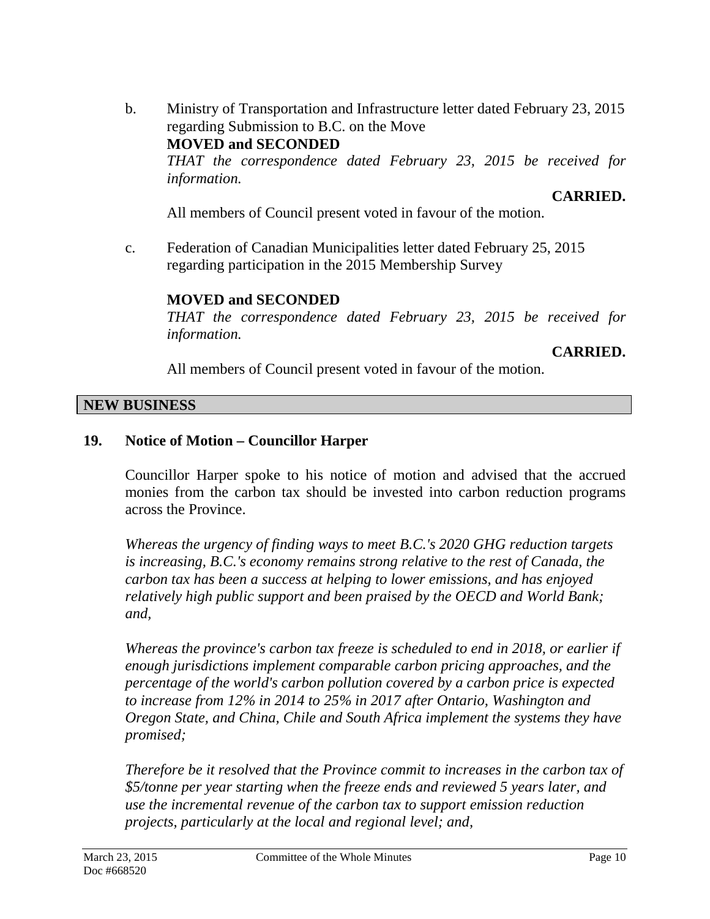b. Ministry of Transportation and Infrastructure letter dated February 23, 2015 regarding Submission to B.C. on the Move

**MOVED and SECONDED**
*THAT the correspondence dated February 23, 2015 be received for information.*

**CARRIED.**

All members of Council present voted in favour of the motion.

c. Federation of Canadian Municipalities letter dated February 25, 2015 regarding participation in the 2015 Membership Survey

**MOVED and SECONDED**
*THAT the correspondence dated February 23, 2015 be received for information.*

**CARRIED.**

All members of Council present voted in favour of the motion.

## NEW BUSINESS

### 19. Notice of Motion – Councillor Harper

Councillor Harper spoke to his notice of motion and advised that the accrued monies from the carbon tax should be invested into carbon reduction programs across the Province.

*Whereas the urgency of finding ways to meet B.C.'s 2020 GHG reduction targets is increasing, B.C.'s economy remains strong relative to the rest of Canada, the carbon tax has been a success at helping to lower emissions, and has enjoyed relatively high public support and been praised by the OECD and World Bank; and,*

*Whereas the province's carbon tax freeze is scheduled to end in 2018, or earlier if enough jurisdictions implement comparable carbon pricing approaches, and the percentage of the world's carbon pollution covered by a carbon price is expected to increase from 12% in 2014 to 25% in 2017 after Ontario, Washington and Oregon State, and China, Chile and South Africa implement the systems they have promised;*

*Therefore be it resolved that the Province commit to increases in the carbon tax of $5/tonne per year starting when the freeze ends and reviewed 5 years later, and use the incremental revenue of the carbon tax to support emission reduction projects, particularly at the local and regional level; and,*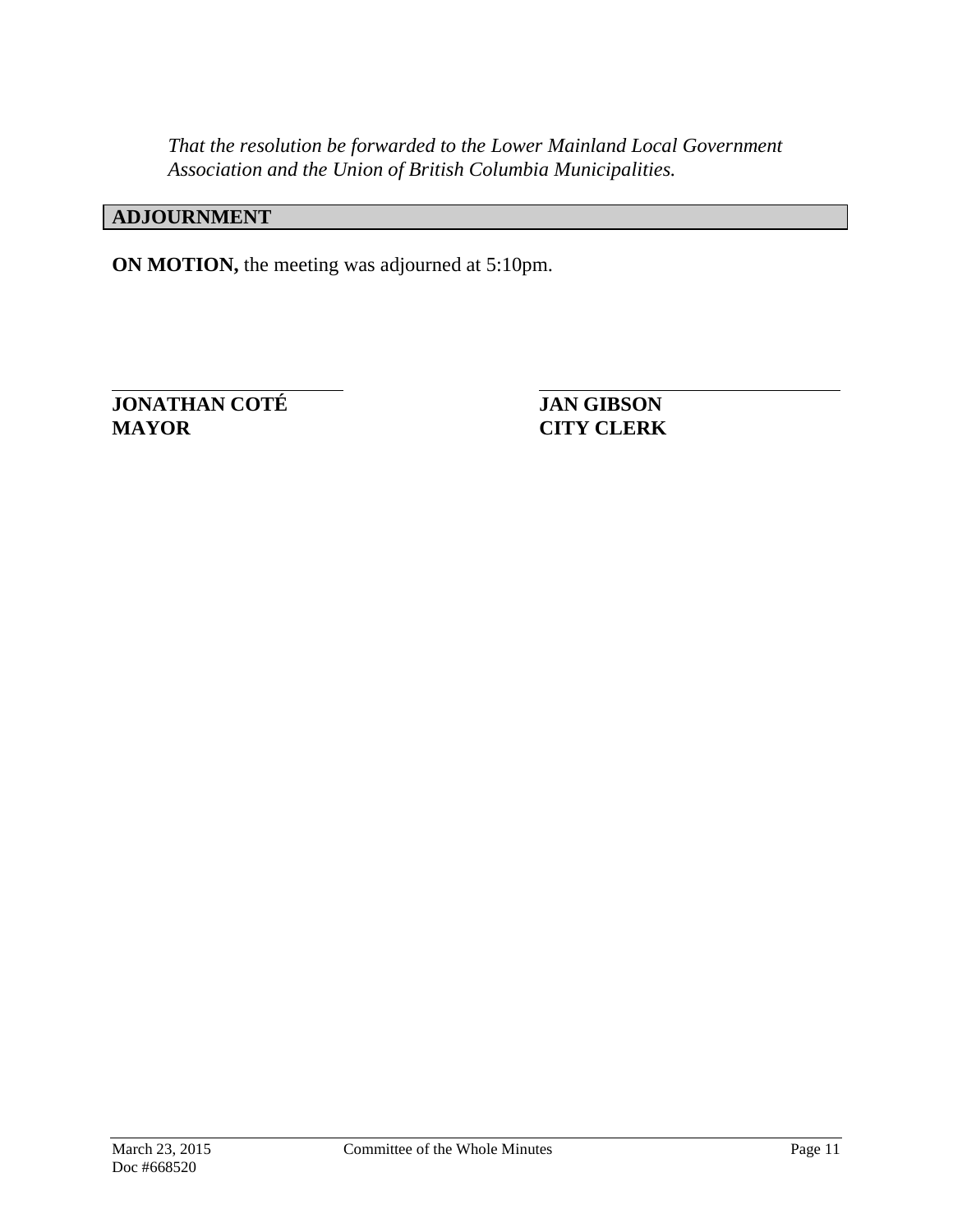*That the resolution be forwarded to the Lower Mainland Local Government Association and the Union of British Columbia Municipalities.*

## ADJOURNMENT

**ON MOTION,** the meeting was adjourned at 5:10pm.

| | |
|---|---|
| **JONATHAN COTÉ** | **JAN GIBSON** |
| **MAYOR** | **CITY CLERK** |